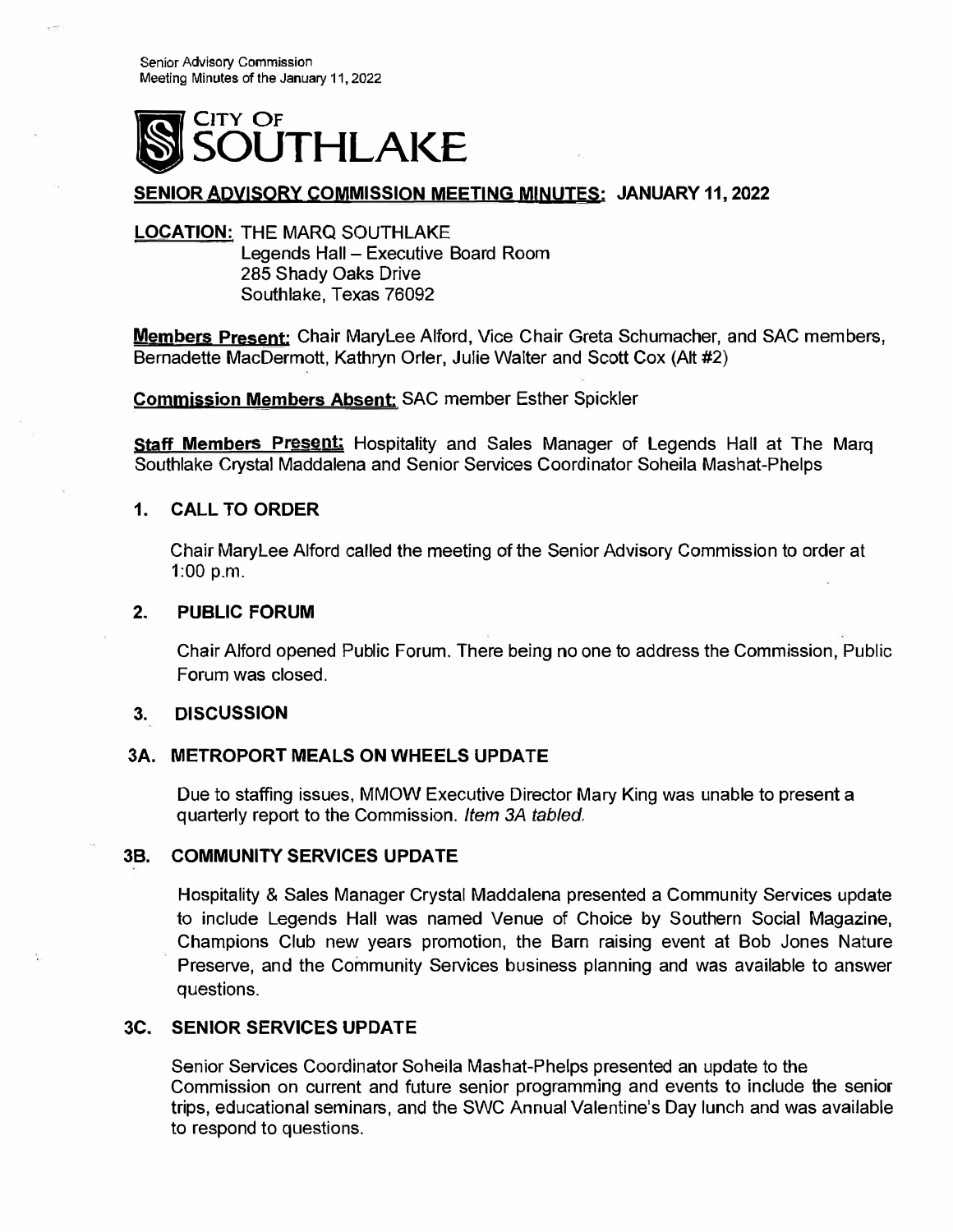# CITY OF SOUTHLAKE

## SENIOR ADVISORY COMMISSION MEETING MINUTES: JANUARY 11, 2022

**LOCATION:** THE MARQ SOUTHLAKE
Legends Hall – Executive Board Room
285 Shady Oaks Drive
Southlake, Texas 76092

**Members Present:** Chair MaryLee Alford, Vice Chair Greta Schumacher, and SAC members, Bernadette MacDermott, Kathryn Orler, Julie Walter and Scott Cox (Alt #2)

**Commission Members Absent:** SAC member Esther Spickler

**Staff Members Present:** Hospitality and Sales Manager of Legends Hall at The Marq Southlake Crystal Maddalena and Senior Services Coordinator Soheila Mashat-Phelps

### 1. CALL TO ORDER

Chair MaryLee Alford called the meeting of the Senior Advisory Commission to order at 1:00 p.m.

### 2. PUBLIC FORUM

Chair Alford opened Public Forum. There being no one to address the Commission, Public Forum was closed.

### 3. DISCUSSION

### 3A. METROPORT MEALS ON WHEELS UPDATE

Due to staffing issues, MMOW Executive Director Mary King was unable to present a quarterly report to the Commission. *Item 3A tabled.*

### 3B. COMMUNITY SERVICES UPDATE

Hospitality & Sales Manager Crystal Maddalena presented a Community Services update to include Legends Hall was named Venue of Choice by Southern Social Magazine, Champions Club new years promotion, the Barn raising event at Bob Jones Nature Preserve, and the Community Services business planning and was available to answer questions.

### 3C. SENIOR SERVICES UPDATE

Senior Services Coordinator Soheila Mashat-Phelps presented an update to the Commission on current and future senior programming and events to include the senior trips, educational seminars, and the SWC Annual Valentine's Day lunch and was available to respond to questions.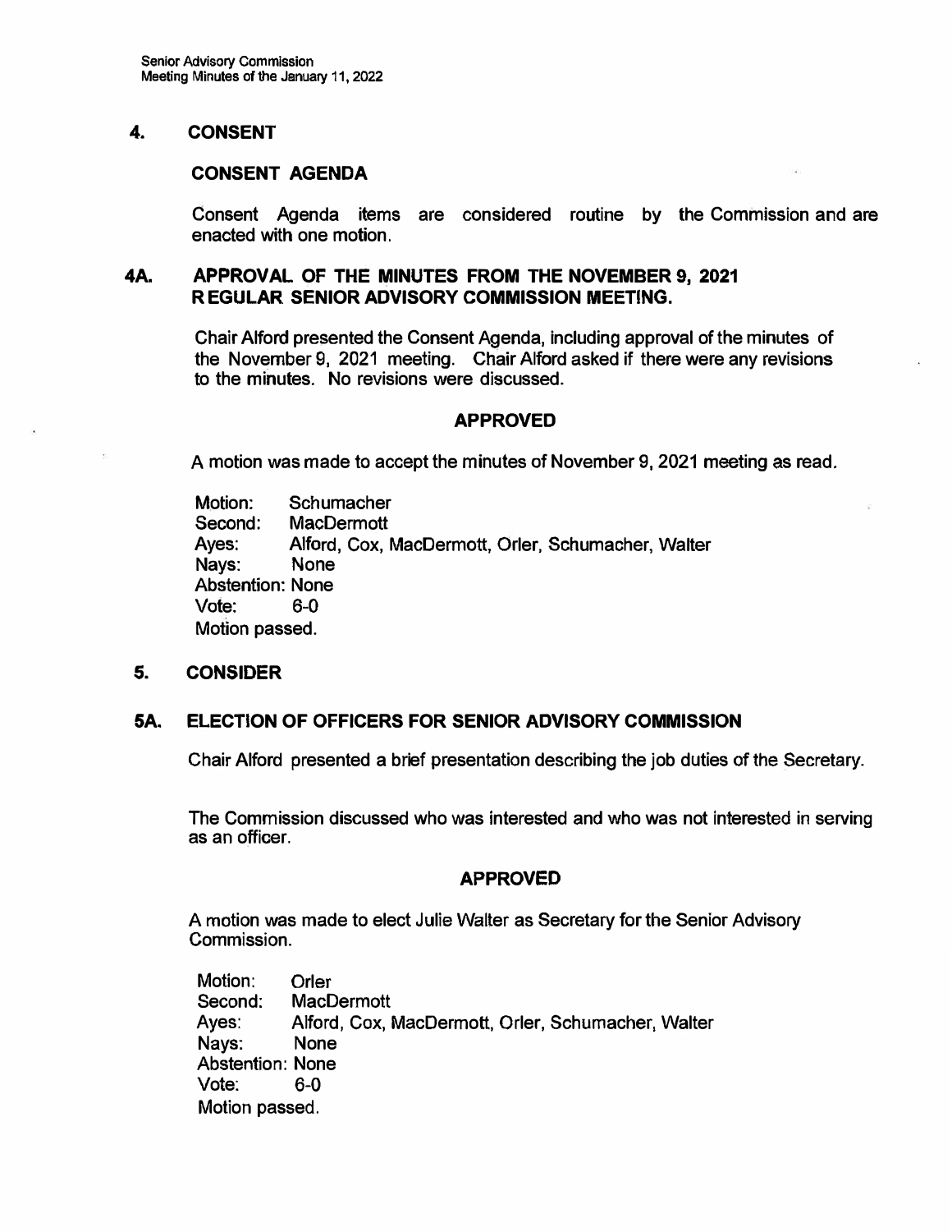## 4. CONSENT

### CONSENT AGENDA

Consent Agenda items are considered routine by the Commission and are enacted with one motion.

### 4A. APPROVAL OF THE MINUTES FROM THE NOVEMBER 9, 2021 REGULAR SENIOR ADVISORY COMMISSION MEETING.

Chair Alford presented the Consent Agenda, including approval of the minutes of the November 9, 2021 meeting. Chair Alford asked if there were any revisions to the minutes. No revisions were discussed.

**APPROVED**

A motion was made to accept the minutes of November 9, 2021 meeting as read.

Motion: Schumacher
Second: MacDermott
Ayes: Alford, Cox, MacDermott, Orler, Schumacher, Walter
Nays: None
Abstention: None
Vote: 6-0
Motion passed.

## 5. CONSIDER

### 5A. ELECTION OF OFFICERS FOR SENIOR ADVISORY COMMISSION

Chair Alford presented a brief presentation describing the job duties of the Secretary.

The Commission discussed who was interested and who was not interested in serving as an officer.

**APPROVED**

A motion was made to elect Julie Walter as Secretary for the Senior Advisory Commission.

Motion: Orler
Second: MacDermott
Ayes: Alford, Cox, MacDermott, Orler, Schumacher, Walter
Nays: None
Abstention: None
Vote: 6-0
Motion passed.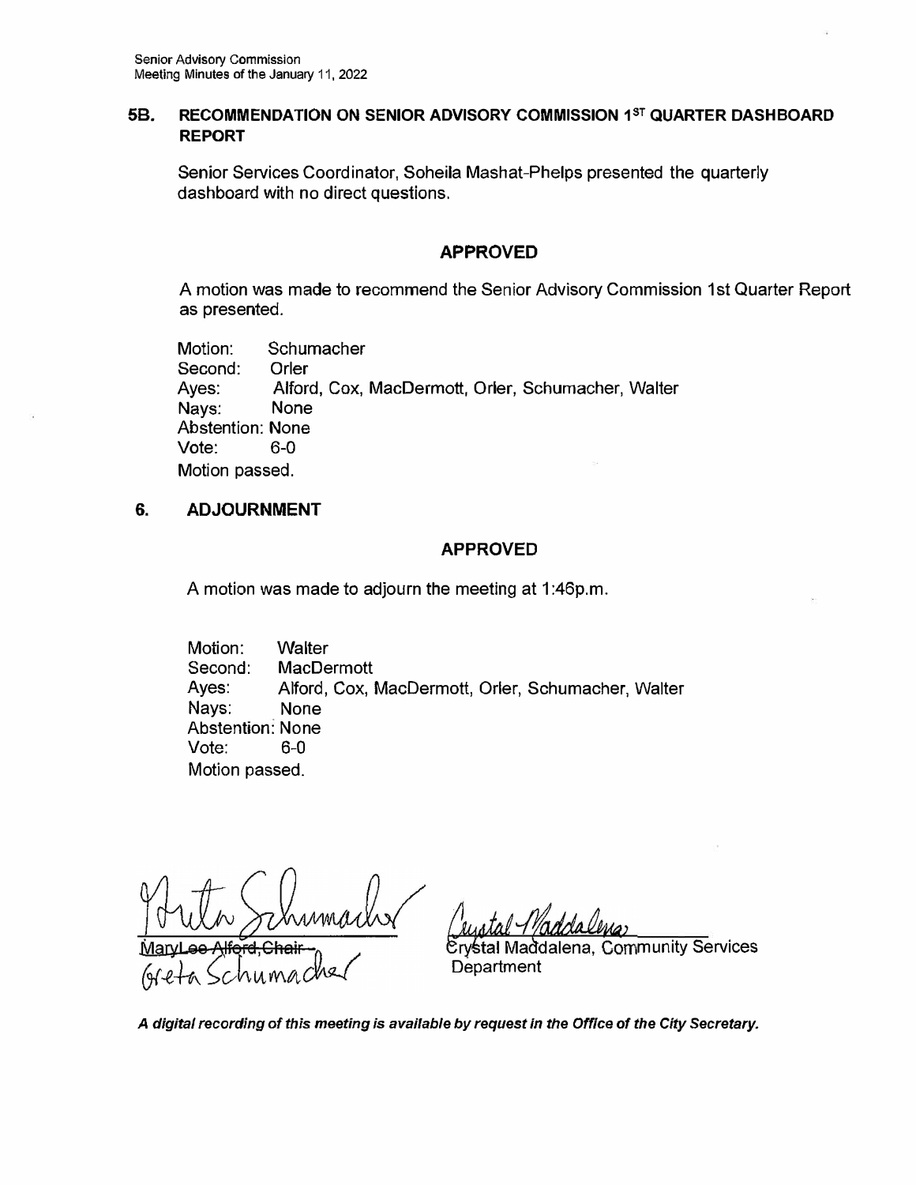### 5B. RECOMMENDATION ON SENIOR ADVISORY COMMISSION 1ST QUARTER DASHBOARD REPORT

Senior Services Coordinator, Soheila Mashat-Phelps presented the quarterly dashboard with no direct questions.

**APPROVED**

A motion was made to recommend the Senior Advisory Commission 1st Quarter Report as presented.

Motion: Schumacher
Second: Orler
Ayes: Alford, Cox, MacDermott, Orler, Schumacher, Walter
Nays: None
Abstention: None
Vote: 6-0
Motion passed.

### 6. ADJOURNMENT

**APPROVED**

A motion was made to adjourn the meeting at 1:46p.m.

Motion: Walter
Second: MacDermott
Ayes: Alford, Cox, MacDermott, Orler, Schumacher, Walter
Nays: None
Abstention: None
Vote: 6-0
Motion passed.

~~MaryLee Alford, Chair~~
Greta Schumacher

Crystal Maddalena, Community Services Department

***A digital recording of this meeting is available by request in the Office of the City Secretary.***